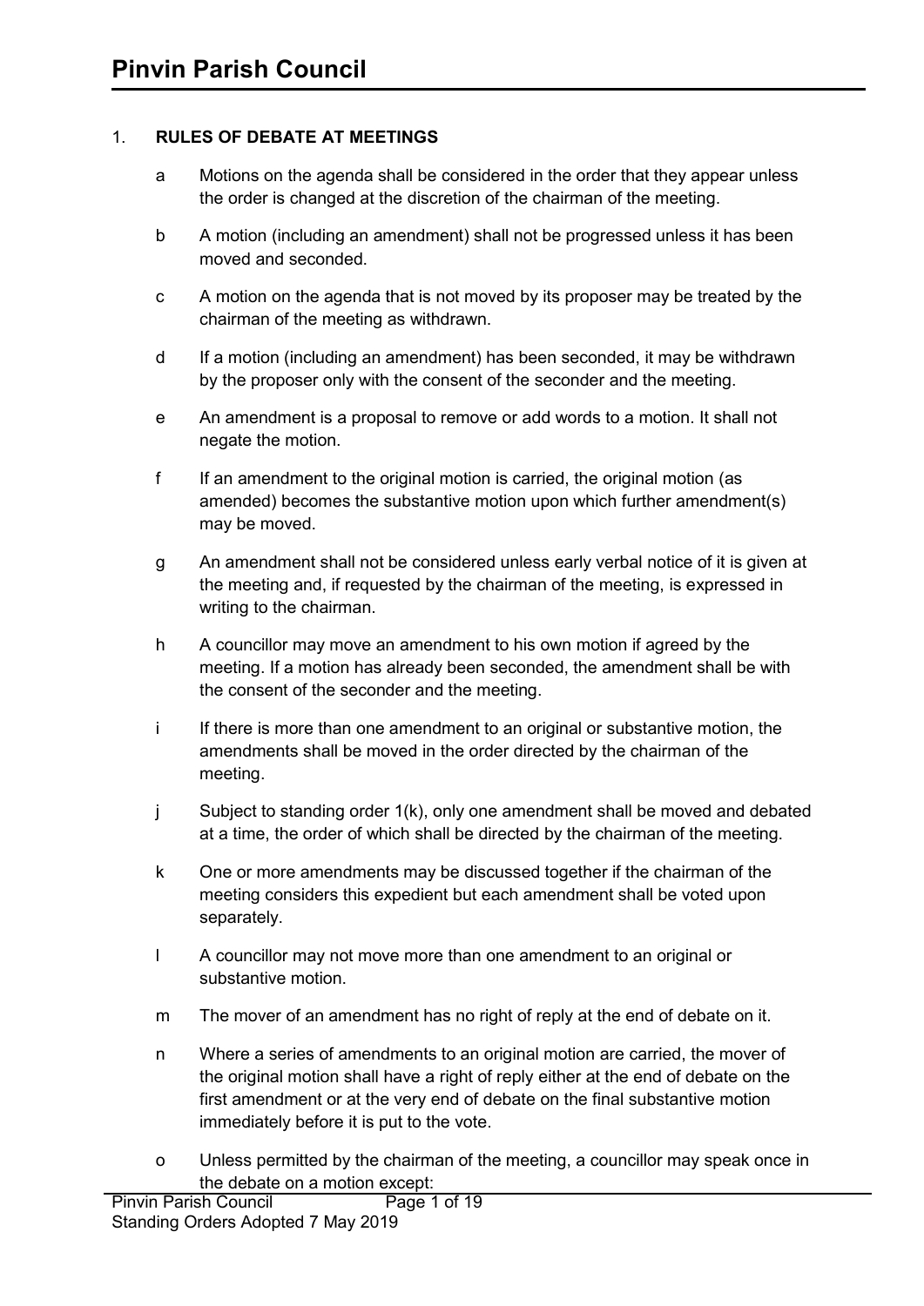# Pinvin Parish Council

## 1. RULES OF DEBATE AT MEETINGS

a Motions on the agenda shall be considered in the order that they appear unless the order is changed at the discretion of the chairman of the meeting.

b A motion (including an amendment) shall not be progressed unless it has been moved and seconded.

c A motion on the agenda that is not moved by its proposer may be treated by the chairman of the meeting as withdrawn.

d If a motion (including an amendment) has been seconded, it may be withdrawn by the proposer only with the consent of the seconder and the meeting.

e An amendment is a proposal to remove or add words to a motion. It shall not negate the motion.

f If an amendment to the original motion is carried, the original motion (as amended) becomes the substantive motion upon which further amendment(s) may be moved.

g An amendment shall not be considered unless early verbal notice of it is given at the meeting and, if requested by the chairman of the meeting, is expressed in writing to the chairman.

h A councillor may move an amendment to his own motion if agreed by the meeting. If a motion has already been seconded, the amendment shall be with the consent of the seconder and the meeting.

i If there is more than one amendment to an original or substantive motion, the amendments shall be moved in the order directed by the chairman of the meeting.

j Subject to standing order 1(k), only one amendment shall be moved and debated at a time, the order of which shall be directed by the chairman of the meeting.

k One or more amendments may be discussed together if the chairman of the meeting considers this expedient but each amendment shall be voted upon separately.

l A councillor may not move more than one amendment to an original or substantive motion.

m The mover of an amendment has no right of reply at the end of debate on it.

n Where a series of amendments to an original motion are carried, the mover of the original motion shall have a right of reply either at the end of debate on the first amendment or at the very end of debate on the final substantive motion immediately before it is put to the vote.

o Unless permitted by the chairman of the meeting, a councillor may speak once in the debate on a motion except: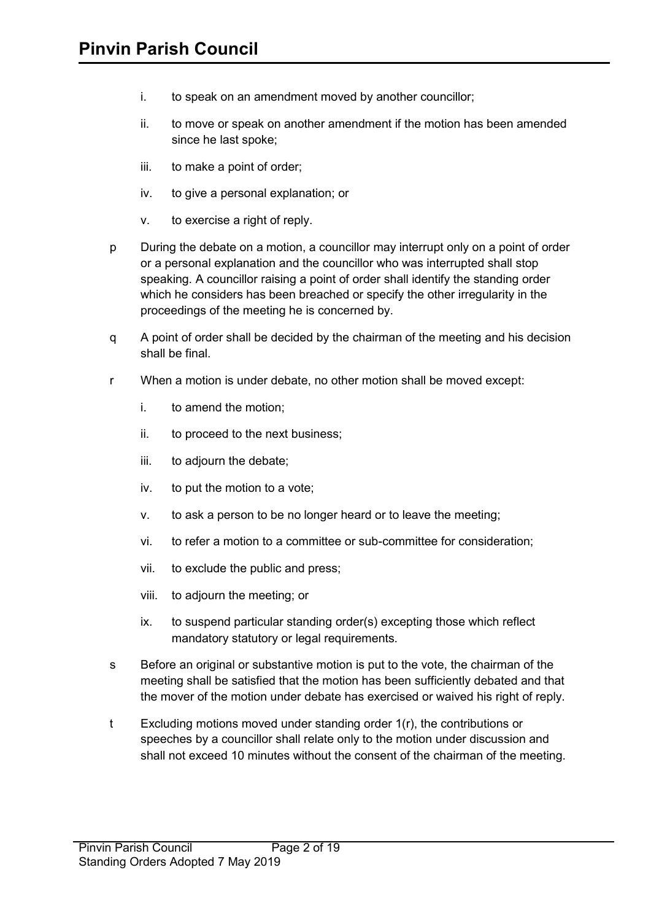i. to speak on an amendment moved by another councillor;

ii. to move or speak on another amendment if the motion has been amended since he last spoke;

iii. to make a point of order;

iv. to give a personal explanation; or

v. to exercise a right of reply.

p During the debate on a motion, a councillor may interrupt only on a point of order or a personal explanation and the councillor who was interrupted shall stop speaking. A councillor raising a point of order shall identify the standing order which he considers has been breached or specify the other irregularity in the proceedings of the meeting he is concerned by.

q A point of order shall be decided by the chairman of the meeting and his decision shall be final.

r When a motion is under debate, no other motion shall be moved except:

i. to amend the motion;

ii. to proceed to the next business;

iii. to adjourn the debate;

iv. to put the motion to a vote;

v. to ask a person to be no longer heard or to leave the meeting;

vi. to refer a motion to a committee or sub-committee for consideration;

vii. to exclude the public and press;

viii. to adjourn the meeting; or

ix. to suspend particular standing order(s) excepting those which reflect mandatory statutory or legal requirements.

s Before an original or substantive motion is put to the vote, the chairman of the meeting shall be satisfied that the motion has been sufficiently debated and that the mover of the motion under debate has exercised or waived his right of reply.

t Excluding motions moved under standing order 1(r), the contributions or speeches by a councillor shall relate only to the motion under discussion and shall not exceed 10 minutes without the consent of the chairman of the meeting.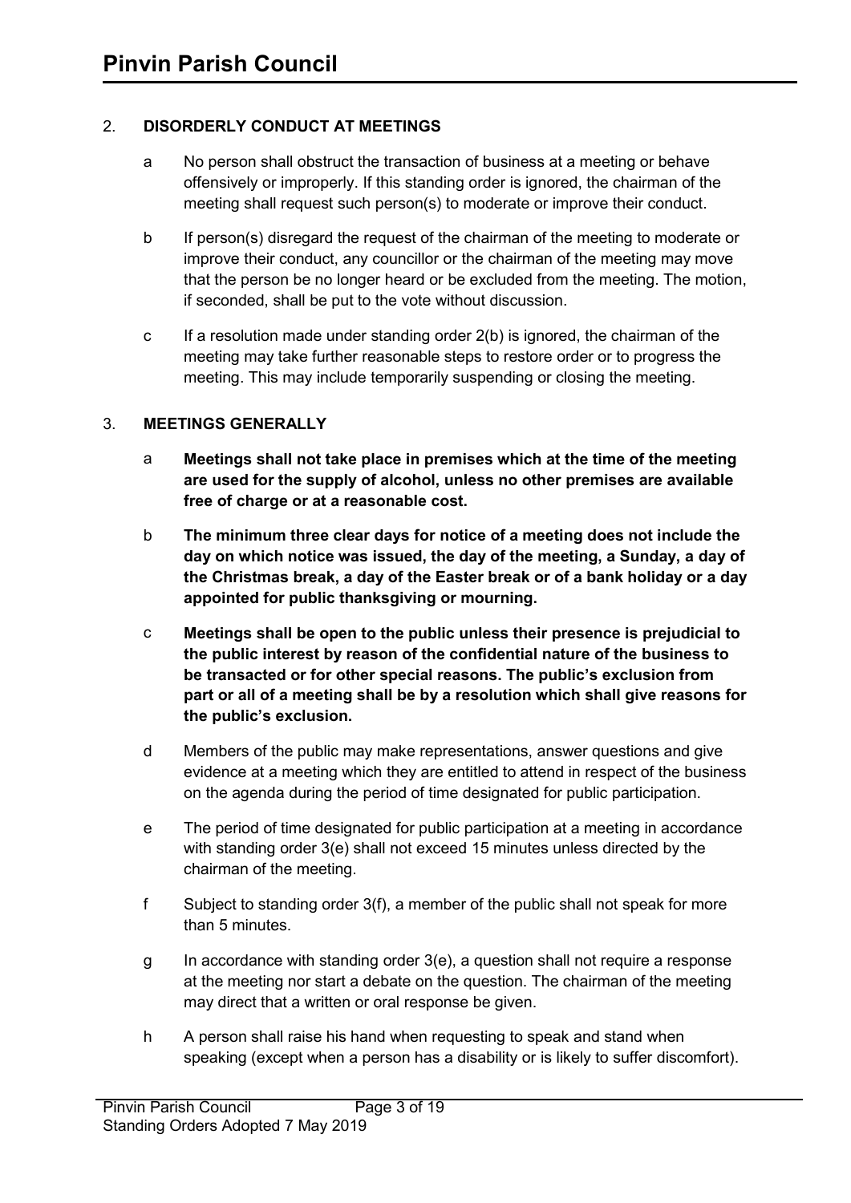## 2. DISORDERLY CONDUCT AT MEETINGS

a No person shall obstruct the transaction of business at a meeting or behave offensively or improperly. If this standing order is ignored, the chairman of the meeting shall request such person(s) to moderate or improve their conduct.

b If person(s) disregard the request of the chairman of the meeting to moderate or improve their conduct, any councillor or the chairman of the meeting may move that the person be no longer heard or be excluded from the meeting. The motion, if seconded, shall be put to the vote without discussion.

c If a resolution made under standing order 2(b) is ignored, the chairman of the meeting may take further reasonable steps to restore order or to progress the meeting. This may include temporarily suspending or closing the meeting.

## 3. MEETINGS GENERALLY

a **Meetings shall not take place in premises which at the time of the meeting are used for the supply of alcohol, unless no other premises are available free of charge or at a reasonable cost.**

b **The minimum three clear days for notice of a meeting does not include the day on which notice was issued, the day of the meeting, a Sunday, a day of the Christmas break, a day of the Easter break or of a bank holiday or a day appointed for public thanksgiving or mourning.**

c **Meetings shall be open to the public unless their presence is prejudicial to the public interest by reason of the confidential nature of the business to be transacted or for other special reasons. The public's exclusion from part or all of a meeting shall be by a resolution which shall give reasons for the public's exclusion.**

d Members of the public may make representations, answer questions and give evidence at a meeting which they are entitled to attend in respect of the business on the agenda during the period of time designated for public participation.

e The period of time designated for public participation at a meeting in accordance with standing order 3(e) shall not exceed 15 minutes unless directed by the chairman of the meeting.

f Subject to standing order 3(f), a member of the public shall not speak for more than 5 minutes.

g In accordance with standing order 3(e), a question shall not require a response at the meeting nor start a debate on the question. The chairman of the meeting may direct that a written or oral response be given.

h A person shall raise his hand when requesting to speak and stand when speaking (except when a person has a disability or is likely to suffer discomfort).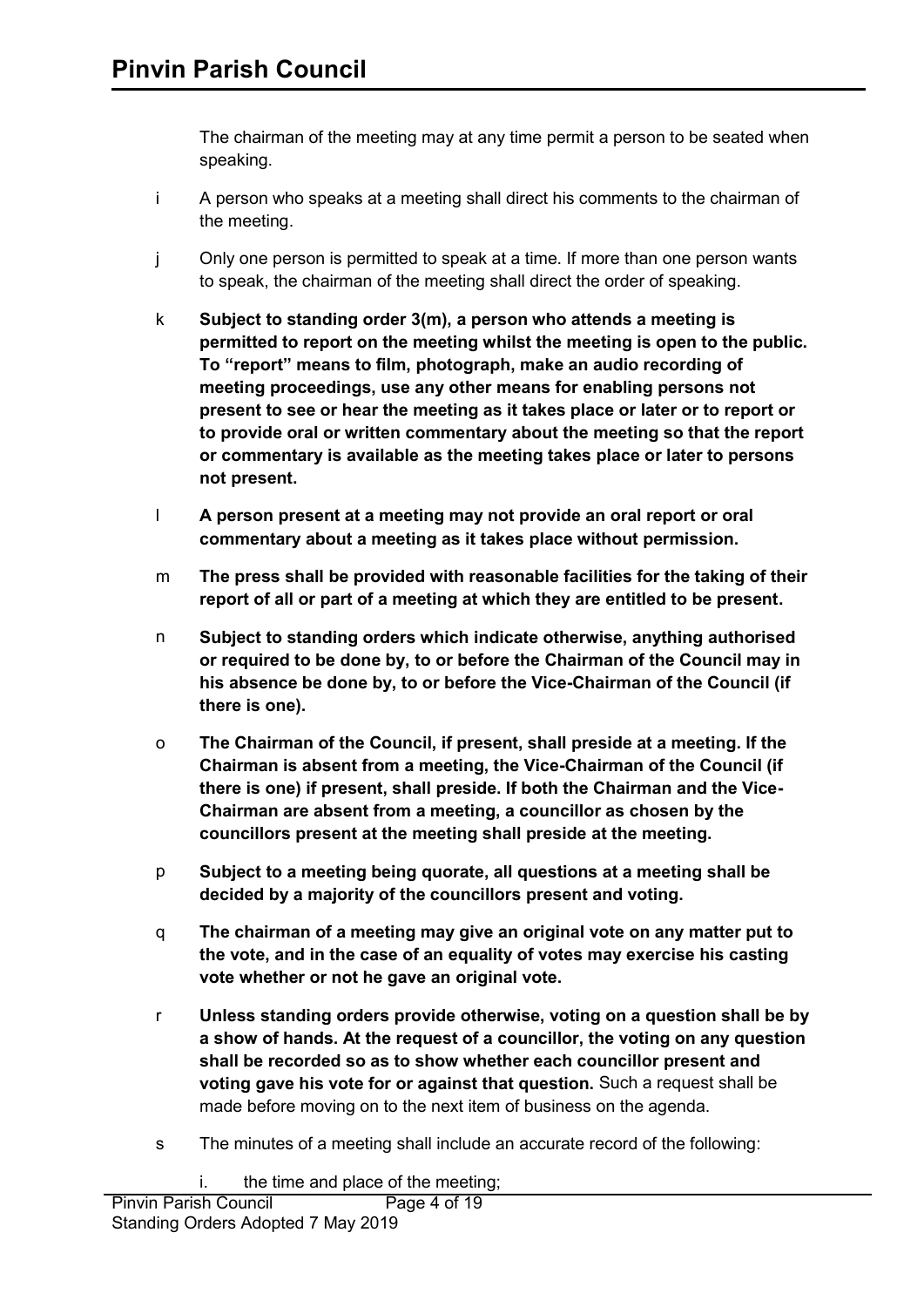The chairman of the meeting may at any time permit a person to be seated when speaking.

i A person who speaks at a meeting shall direct his comments to the chairman of the meeting.

j Only one person is permitted to speak at a time. If more than one person wants to speak, the chairman of the meeting shall direct the order of speaking.

k **Subject to standing order 3(m), a person who attends a meeting is permitted to report on the meeting whilst the meeting is open to the public. To "report" means to film, photograph, make an audio recording of meeting proceedings, use any other means for enabling persons not present to see or hear the meeting as it takes place or later or to report or to provide oral or written commentary about the meeting so that the report or commentary is available as the meeting takes place or later to persons not present.**

l **A person present at a meeting may not provide an oral report or oral commentary about a meeting as it takes place without permission.**

m **The press shall be provided with reasonable facilities for the taking of their report of all or part of a meeting at which they are entitled to be present.**

n **Subject to standing orders which indicate otherwise, anything authorised or required to be done by, to or before the Chairman of the Council may in his absence be done by, to or before the Vice-Chairman of the Council (if there is one).**

o **The Chairman of the Council, if present, shall preside at a meeting. If the Chairman is absent from a meeting, the Vice-Chairman of the Council (if there is one) if present, shall preside. If both the Chairman and the Vice-Chairman are absent from a meeting, a councillor as chosen by the councillors present at the meeting shall preside at the meeting.**

p **Subject to a meeting being quorate, all questions at a meeting shall be decided by a majority of the councillors present and voting.**

q **The chairman of a meeting may give an original vote on any matter put to the vote, and in the case of an equality of votes may exercise his casting vote whether or not he gave an original vote.**

r **Unless standing orders provide otherwise, voting on a question shall be by a show of hands. At the request of a councillor, the voting on any question shall be recorded so as to show whether each councillor present and voting gave his vote for or against that question.** Such a request shall be made before moving on to the next item of business on the agenda.

s The minutes of a meeting shall include an accurate record of the following:

i. the time and place of the meeting;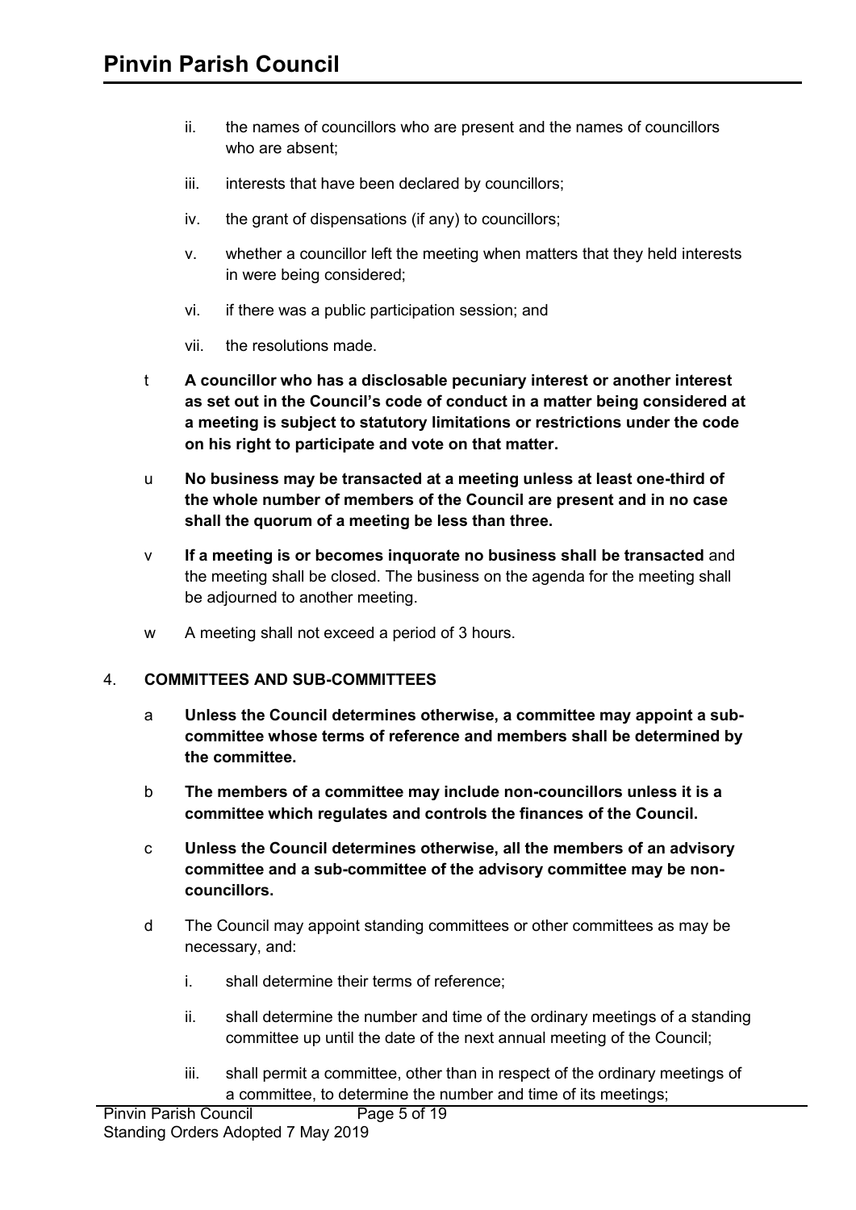ii. the names of councillors who are present and the names of councillors who are absent;

iii. interests that have been declared by councillors;

iv. the grant of dispensations (if any) to councillors;

v. whether a councillor left the meeting when matters that they held interests in were being considered;

vi. if there was a public participation session; and

vii. the resolutions made.

t **A councillor who has a disclosable pecuniary interest or another interest as set out in the Council's code of conduct in a matter being considered at a meeting is subject to statutory limitations or restrictions under the code on his right to participate and vote on that matter.**

u **No business may be transacted at a meeting unless at least one-third of the whole number of members of the Council are present and in no case shall the quorum of a meeting be less than three.**

v **If a meeting is or becomes inquorate no business shall be transacted** and the meeting shall be closed. The business on the agenda for the meeting shall be adjourned to another meeting.

w A meeting shall not exceed a period of 3 hours.

## 4. COMMITTEES AND SUB-COMMITTEES

a **Unless the Council determines otherwise, a committee may appoint a sub-committee whose terms of reference and members shall be determined by the committee.**

b **The members of a committee may include non-councillors unless it is a committee which regulates and controls the finances of the Council.**

c **Unless the Council determines otherwise, all the members of an advisory committee and a sub-committee of the advisory committee may be non-councillors.**

d The Council may appoint standing committees or other committees as may be necessary, and:

i. shall determine their terms of reference;

ii. shall determine the number and time of the ordinary meetings of a standing committee up until the date of the next annual meeting of the Council;

iii. shall permit a committee, other than in respect of the ordinary meetings of a committee, to determine the number and time of its meetings;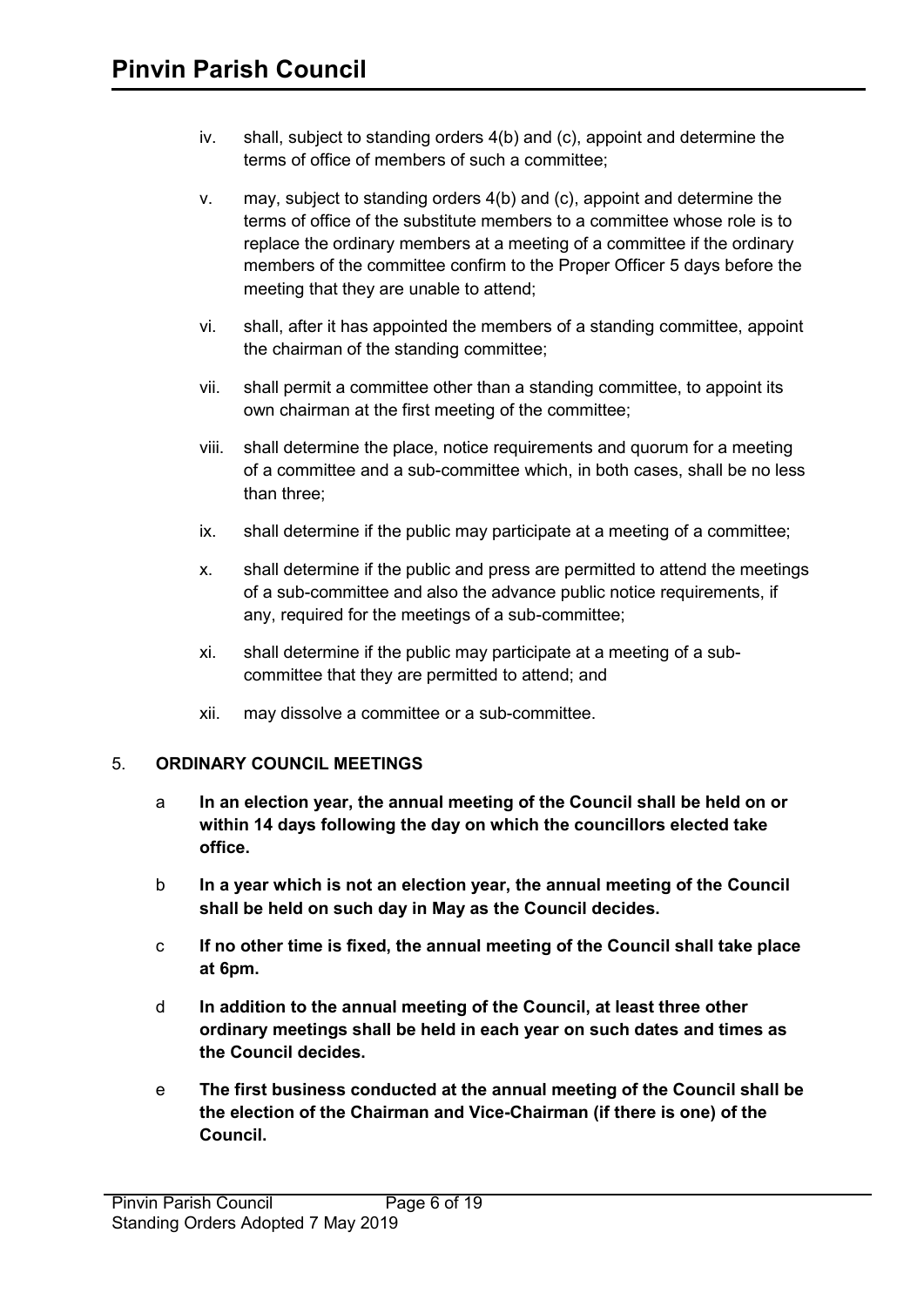iv. shall, subject to standing orders 4(b) and (c), appoint and determine the terms of office of members of such a committee;

v. may, subject to standing orders 4(b) and (c), appoint and determine the terms of office of the substitute members to a committee whose role is to replace the ordinary members at a meeting of a committee if the ordinary members of the committee confirm to the Proper Officer 5 days before the meeting that they are unable to attend;

vi. shall, after it has appointed the members of a standing committee, appoint the chairman of the standing committee;

vii. shall permit a committee other than a standing committee, to appoint its own chairman at the first meeting of the committee;

viii. shall determine the place, notice requirements and quorum for a meeting of a committee and a sub-committee which, in both cases, shall be no less than three;

ix. shall determine if the public may participate at a meeting of a committee;

x. shall determine if the public and press are permitted to attend the meetings of a sub-committee and also the advance public notice requirements, if any, required for the meetings of a sub-committee;

xi. shall determine if the public may participate at a meeting of a sub-committee that they are permitted to attend; and

xii. may dissolve a committee or a sub-committee.

## 5. ORDINARY COUNCIL MEETINGS

a **In an election year, the annual meeting of the Council shall be held on or within 14 days following the day on which the councillors elected take office.**

b **In a year which is not an election year, the annual meeting of the Council shall be held on such day in May as the Council decides.**

c **If no other time is fixed, the annual meeting of the Council shall take place at 6pm.**

d **In addition to the annual meeting of the Council, at least three other ordinary meetings shall be held in each year on such dates and times as the Council decides.**

e **The first business conducted at the annual meeting of the Council shall be the election of the Chairman and Vice-Chairman (if there is one) of the Council.**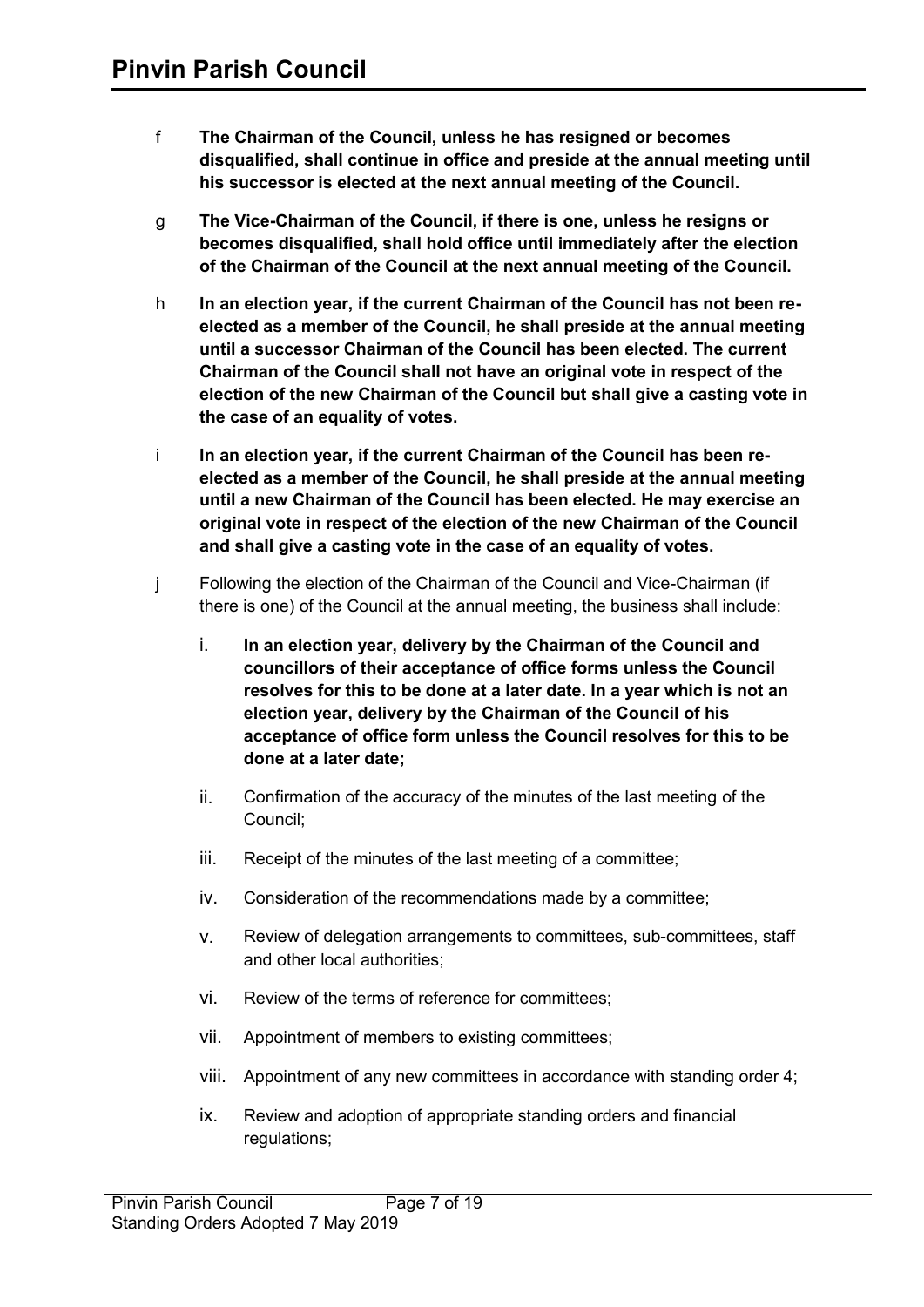f **The Chairman of the Council, unless he has resigned or becomes disqualified, shall continue in office and preside at the annual meeting until his successor is elected at the next annual meeting of the Council.**

g **The Vice-Chairman of the Council, if there is one, unless he resigns or becomes disqualified, shall hold office until immediately after the election of the Chairman of the Council at the next annual meeting of the Council.**

h **In an election year, if the current Chairman of the Council has not been re-elected as a member of the Council, he shall preside at the annual meeting until a successor Chairman of the Council has been elected. The current Chairman of the Council shall not have an original vote in respect of the election of the new Chairman of the Council but shall give a casting vote in the case of an equality of votes.**

i **In an election year, if the current Chairman of the Council has been re-elected as a member of the Council, he shall preside at the annual meeting until a new Chairman of the Council has been elected. He may exercise an original vote in respect of the election of the new Chairman of the Council and shall give a casting vote in the case of an equality of votes.**

j Following the election of the Chairman of the Council and Vice-Chairman (if there is one) of the Council at the annual meeting, the business shall include:

i. **In an election year, delivery by the Chairman of the Council and councillors of their acceptance of office forms unless the Council resolves for this to be done at a later date. In a year which is not an election year, delivery by the Chairman of the Council of his acceptance of office form unless the Council resolves for this to be done at a later date;**

ii. Confirmation of the accuracy of the minutes of the last meeting of the Council;

iii. Receipt of the minutes of the last meeting of a committee;

iv. Consideration of the recommendations made by a committee;

v. Review of delegation arrangements to committees, sub-committees, staff and other local authorities;

vi. Review of the terms of reference for committees;

vii. Appointment of members to existing committees;

viii. Appointment of any new committees in accordance with standing order 4;

ix. Review and adoption of appropriate standing orders and financial regulations;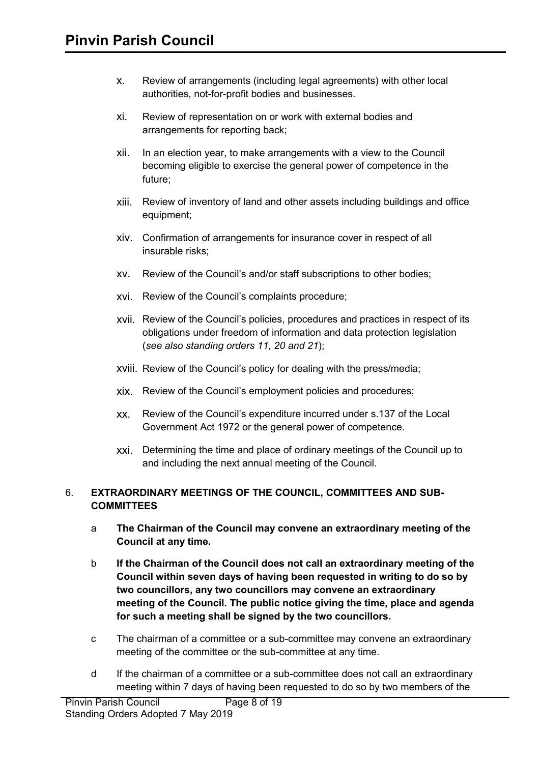x. Review of arrangements (including legal agreements) with other local authorities, not-for-profit bodies and businesses.

xi. Review of representation on or work with external bodies and arrangements for reporting back;

xii. In an election year, to make arrangements with a view to the Council becoming eligible to exercise the general power of competence in the future;

xiii. Review of inventory of land and other assets including buildings and office equipment;

xiv. Confirmation of arrangements for insurance cover in respect of all insurable risks;

xv. Review of the Council's and/or staff subscriptions to other bodies;

xvi. Review of the Council's complaints procedure;

xvii. Review of the Council's policies, procedures and practices in respect of its obligations under freedom of information and data protection legislation (*see also standing orders 11, 20 and 21*);

xviii. Review of the Council's policy for dealing with the press/media;

xix. Review of the Council's employment policies and procedures;

xx. Review of the Council's expenditure incurred under s.137 of the Local Government Act 1972 or the general power of competence.

xxi. Determining the time and place of ordinary meetings of the Council up to and including the next annual meeting of the Council.

## 6. EXTRAORDINARY MEETINGS OF THE COUNCIL, COMMITTEES AND SUB-COMMITTEES

a **The Chairman of the Council may convene an extraordinary meeting of the Council at any time.**

b **If the Chairman of the Council does not call an extraordinary meeting of the Council within seven days of having been requested in writing to do so by two councillors, any two councillors may convene an extraordinary meeting of the Council. The public notice giving the time, place and agenda for such a meeting shall be signed by the two councillors.**

c The chairman of a committee or a sub-committee may convene an extraordinary meeting of the committee or the sub-committee at any time.

d If the chairman of a committee or a sub-committee does not call an extraordinary meeting within 7 days of having been requested to do so by two members of the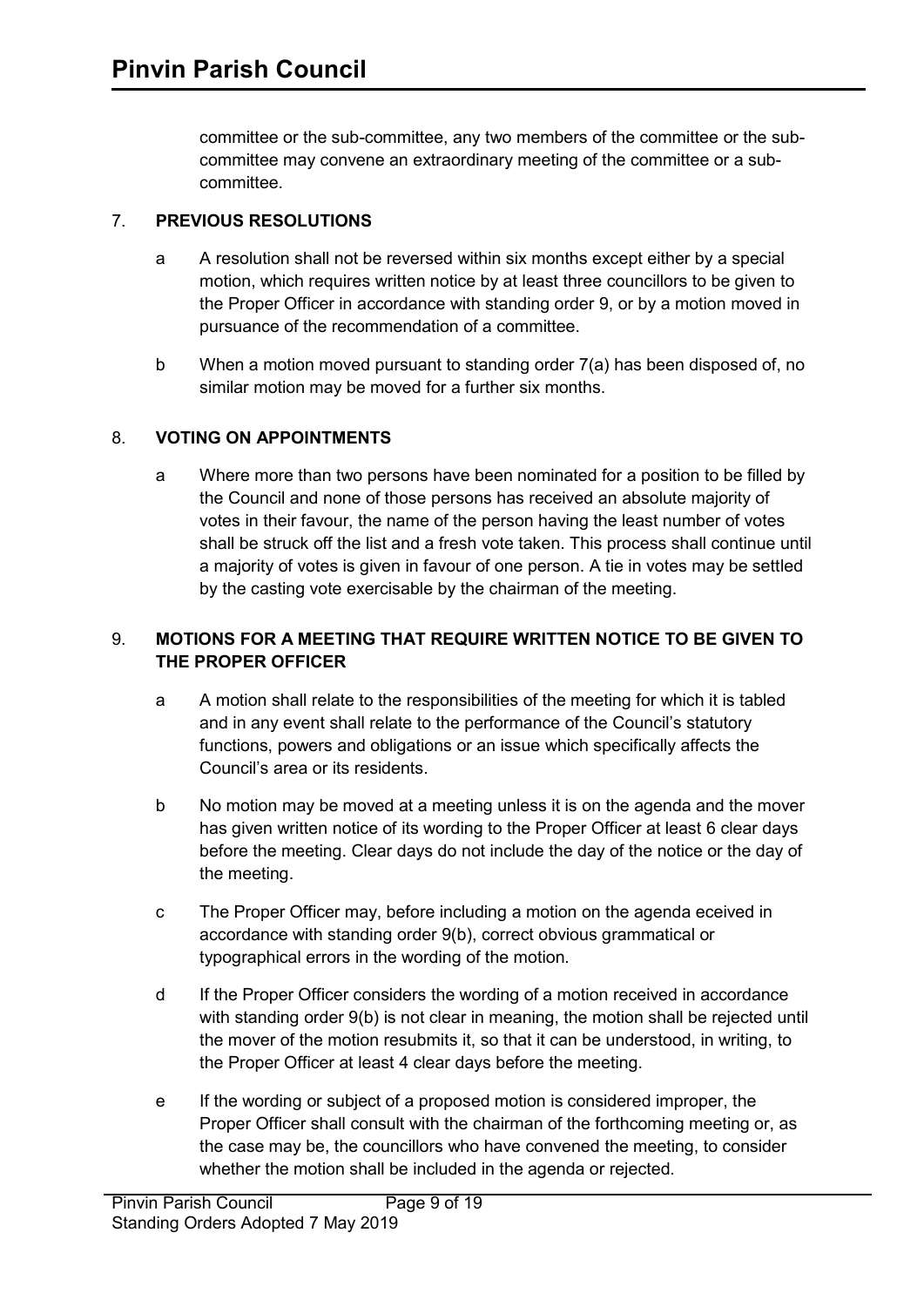committee or the sub-committee, any two members of the committee or the sub-committee may convene an extraordinary meeting of the committee or a sub-committee.

## 7. PREVIOUS RESOLUTIONS

a A resolution shall not be reversed within six months except either by a special motion, which requires written notice by at least three councillors to be given to the Proper Officer in accordance with standing order 9, or by a motion moved in pursuance of the recommendation of a committee.

b When a motion moved pursuant to standing order 7(a) has been disposed of, no similar motion may be moved for a further six months.

## 8. VOTING ON APPOINTMENTS

a Where more than two persons have been nominated for a position to be filled by the Council and none of those persons has received an absolute majority of votes in their favour, the name of the person having the least number of votes shall be struck off the list and a fresh vote taken. This process shall continue until a majority of votes is given in favour of one person. A tie in votes may be settled by the casting vote exercisable by the chairman of the meeting.

## 9. MOTIONS FOR A MEETING THAT REQUIRE WRITTEN NOTICE TO BE GIVEN TO THE PROPER OFFICER

a A motion shall relate to the responsibilities of the meeting for which it is tabled and in any event shall relate to the performance of the Council's statutory functions, powers and obligations or an issue which specifically affects the Council's area or its residents.

b No motion may be moved at a meeting unless it is on the agenda and the mover has given written notice of its wording to the Proper Officer at least 6 clear days before the meeting. Clear days do not include the day of the notice or the day of the meeting.

c The Proper Officer may, before including a motion on the agenda eceived in accordance with standing order 9(b), correct obvious grammatical or typographical errors in the wording of the motion.

d If the Proper Officer considers the wording of a motion received in accordance with standing order 9(b) is not clear in meaning, the motion shall be rejected until the mover of the motion resubmits it, so that it can be understood, in writing, to the Proper Officer at least 4 clear days before the meeting.

e If the wording or subject of a proposed motion is considered improper, the Proper Officer shall consult with the chairman of the forthcoming meeting or, as the case may be, the councillors who have convened the meeting, to consider whether the motion shall be included in the agenda or rejected.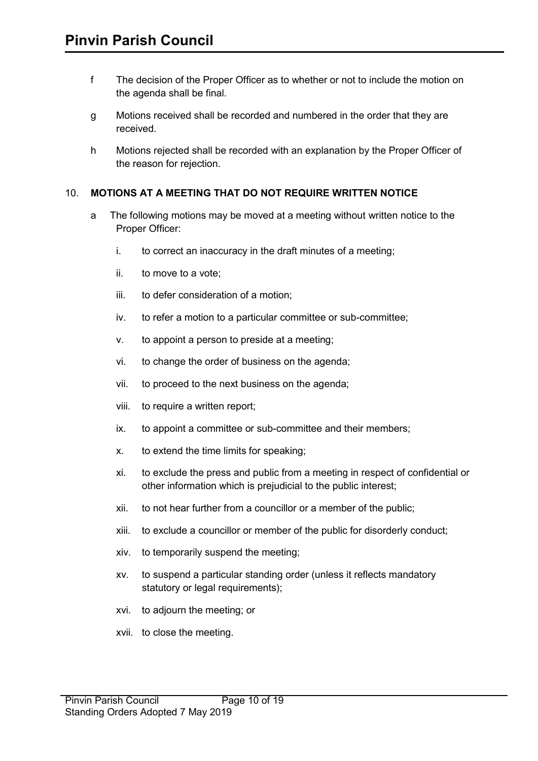f The decision of the Proper Officer as to whether or not to include the motion on the agenda shall be final.

g Motions received shall be recorded and numbered in the order that they are received.

h Motions rejected shall be recorded with an explanation by the Proper Officer of the reason for rejection.

## 10. MOTIONS AT A MEETING THAT DO NOT REQUIRE WRITTEN NOTICE

a The following motions may be moved at a meeting without written notice to the Proper Officer:

i. to correct an inaccuracy in the draft minutes of a meeting;

ii. to move to a vote;

iii. to defer consideration of a motion;

iv. to refer a motion to a particular committee or sub-committee;

v. to appoint a person to preside at a meeting;

vi. to change the order of business on the agenda;

vii. to proceed to the next business on the agenda;

viii. to require a written report;

ix. to appoint a committee or sub-committee and their members;

x. to extend the time limits for speaking;

xi. to exclude the press and public from a meeting in respect of confidential or other information which is prejudicial to the public interest;

xii. to not hear further from a councillor or a member of the public;

xiii. to exclude a councillor or member of the public for disorderly conduct;

xiv. to temporarily suspend the meeting;

xv. to suspend a particular standing order (unless it reflects mandatory statutory or legal requirements);

xvi. to adjourn the meeting; or

xvii. to close the meeting.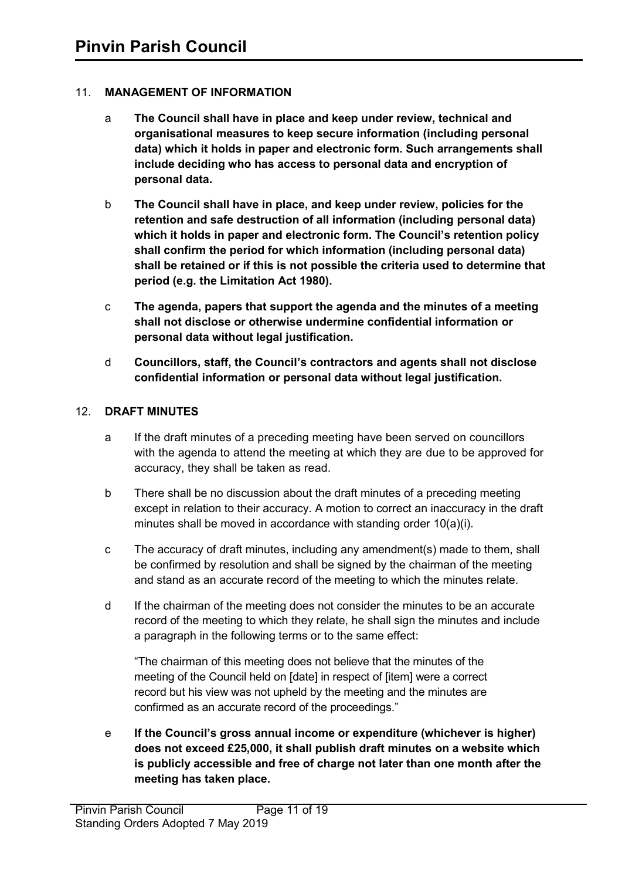11. **MANAGEMENT OF INFORMATION**

    a **The Council shall have in place and keep under review, technical and organisational measures to keep secure information (including personal data) which it holds in paper and electronic form. Such arrangements shall include deciding who has access to personal data and encryption of personal data.**

    b **The Council shall have in place, and keep under review, policies for the retention and safe destruction of all information (including personal data) which it holds in paper and electronic form. The Council's retention policy shall confirm the period for which information (including personal data) shall be retained or if this is not possible the criteria used to determine that period (e.g. the Limitation Act 1980).**

    c **The agenda, papers that support the agenda and the minutes of a meeting shall not disclose or otherwise undermine confidential information or personal data without legal justification.**

    d **Councillors, staff, the Council's contractors and agents shall not disclose confidential information or personal data without legal justification.**

12. **DRAFT MINUTES**

    a If the draft minutes of a preceding meeting have been served on councillors with the agenda to attend the meeting at which they are due to be approved for accuracy, they shall be taken as read.

    b There shall be no discussion about the draft minutes of a preceding meeting except in relation to their accuracy. A motion to correct an inaccuracy in the draft minutes shall be moved in accordance with standing order 10(a)(i).

    c The accuracy of draft minutes, including any amendment(s) made to them, shall be confirmed by resolution and shall be signed by the chairman of the meeting and stand as an accurate record of the meeting to which the minutes relate.

    d If the chairman of the meeting does not consider the minutes to be an accurate record of the meeting to which they relate, he shall sign the minutes and include a paragraph in the following terms or to the same effect:

       "The chairman of this meeting does not believe that the minutes of the meeting of the Council held on [date] in respect of [item] were a correct record but his view was not upheld by the meeting and the minutes are confirmed as an accurate record of the proceedings."

    e **If the Council's gross annual income or expenditure (whichever is higher) does not exceed £25,000, it shall publish draft minutes on a website which is publicly accessible and free of charge not later than one month after the meeting has taken place.**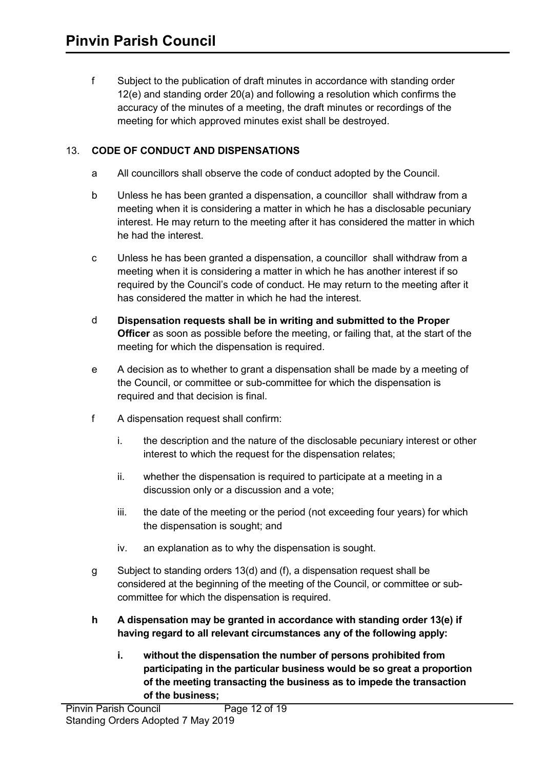f Subject to the publication of draft minutes in accordance with standing order 12(e) and standing order 20(a) and following a resolution which confirms the accuracy of the minutes of a meeting, the draft minutes or recordings of the meeting for which approved minutes exist shall be destroyed.

## 13. CODE OF CONDUCT AND DISPENSATIONS

a All councillors shall observe the code of conduct adopted by the Council.

b Unless he has been granted a dispensation, a councillor shall withdraw from a meeting when it is considering a matter in which he has a disclosable pecuniary interest. He may return to the meeting after it has considered the matter in which he had the interest.

c Unless he has been granted a dispensation, a councillor shall withdraw from a meeting when it is considering a matter in which he has another interest if so required by the Council's code of conduct. He may return to the meeting after it has considered the matter in which he had the interest.

d **Dispensation requests shall be in writing and submitted to the Proper Officer** as soon as possible before the meeting, or failing that, at the start of the meeting for which the dispensation is required.

e A decision as to whether to grant a dispensation shall be made by a meeting of the Council, or committee or sub-committee for which the dispensation is required and that decision is final.

f A dispensation request shall confirm:

   i. the description and the nature of the disclosable pecuniary interest or other interest to which the request for the dispensation relates;

   ii. whether the dispensation is required to participate at a meeting in a discussion only or a discussion and a vote;

   iii. the date of the meeting or the period (not exceeding four years) for which the dispensation is sought; and

   iv. an explanation as to why the dispensation is sought.

g Subject to standing orders 13(d) and (f), a dispensation request shall be considered at the beginning of the meeting of the Council, or committee or sub-committee for which the dispensation is required.

**h A dispensation may be granted in accordance with standing order 13(e) if having regard to all relevant circumstances any of the following apply:**

   **i. without the dispensation the number of persons prohibited from participating in the particular business would be so great a proportion of the meeting transacting the business as to impede the transaction of the business;**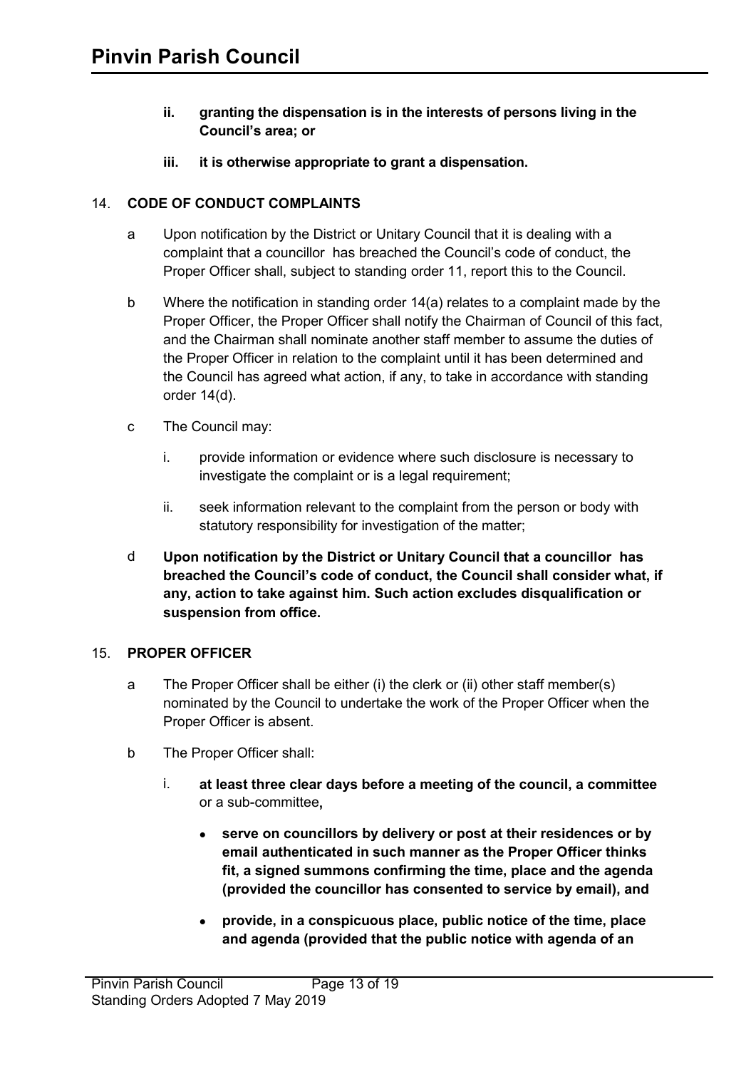**ii. granting the dispensation is in the interests of persons living in the Council's area; or**

**iii. it is otherwise appropriate to grant a dispensation.**

## 14. CODE OF CONDUCT COMPLAINTS

a Upon notification by the District or Unitary Council that it is dealing with a complaint that a councillor has breached the Council's code of conduct, the Proper Officer shall, subject to standing order 11, report this to the Council.

b Where the notification in standing order 14(a) relates to a complaint made by the Proper Officer, the Proper Officer shall notify the Chairman of Council of this fact, and the Chairman shall nominate another staff member to assume the duties of the Proper Officer in relation to the complaint until it has been determined and the Council has agreed what action, if any, to take in accordance with standing order 14(d).

c The Council may:

i. provide information or evidence where such disclosure is necessary to investigate the complaint or is a legal requirement;

ii. seek information relevant to the complaint from the person or body with statutory responsibility for investigation of the matter;

d **Upon notification by the District or Unitary Council that a councillor has breached the Council's code of conduct, the Council shall consider what, if any, action to take against him. Such action excludes disqualification or suspension from office.**

## 15. PROPER OFFICER

a The Proper Officer shall be either (i) the clerk or (ii) other staff member(s) nominated by the Council to undertake the work of the Proper Officer when the Proper Officer is absent.

b The Proper Officer shall:

i. **at least three clear days before a meeting of the council, a committee** or a sub-committee**,**

- **serve on councillors by delivery or post at their residences or by email authenticated in such manner as the Proper Officer thinks fit, a signed summons confirming the time, place and the agenda (provided the councillor has consented to service by email), and**
- **provide, in a conspicuous place, public notice of the time, place and agenda (provided that the public notice with agenda of an**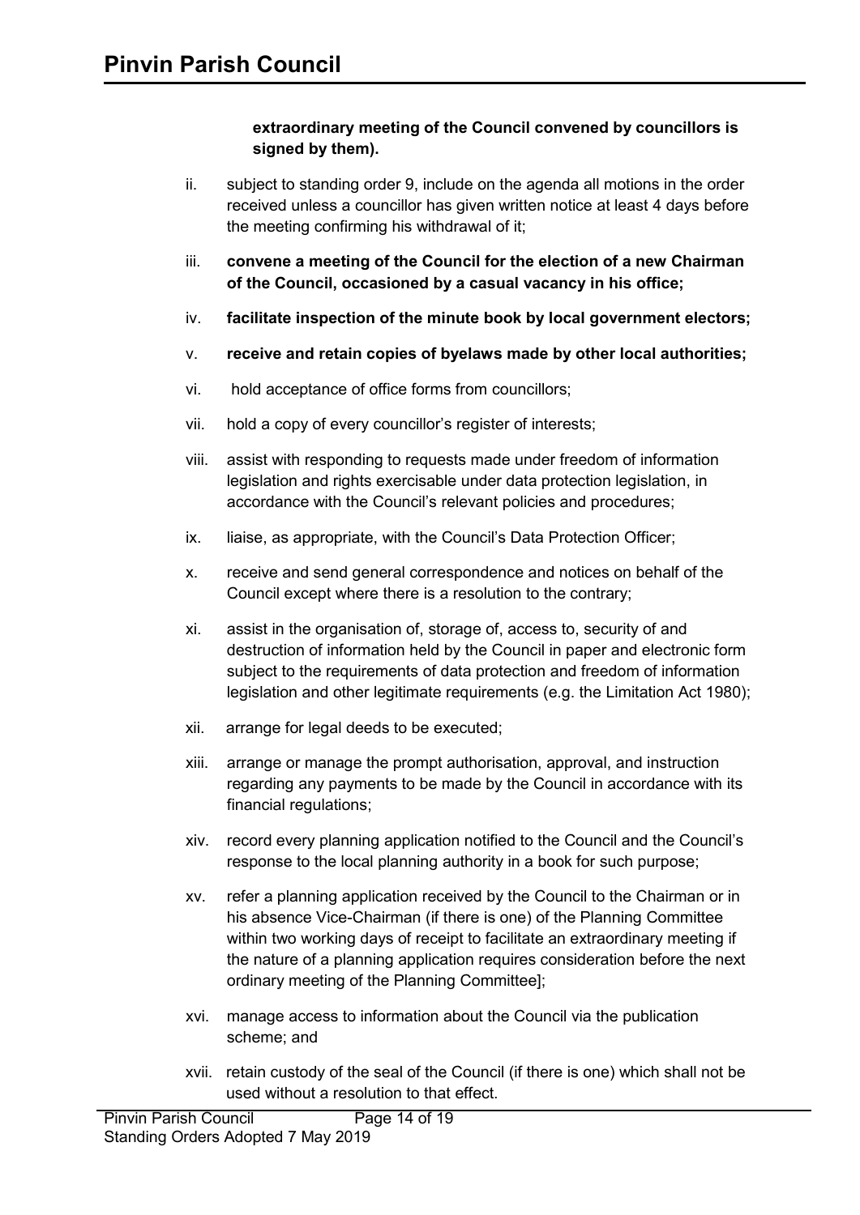**extraordinary meeting of the Council convened by councillors is signed by them).**

ii. subject to standing order 9, include on the agenda all motions in the order received unless a councillor has given written notice at least 4 days before the meeting confirming his withdrawal of it;

iii. **convene a meeting of the Council for the election of a new Chairman of the Council, occasioned by a casual vacancy in his office;**

iv. **facilitate inspection of the minute book by local government electors;**

v. **receive and retain copies of byelaws made by other local authorities;**

vi. hold acceptance of office forms from councillors;

vii. hold a copy of every councillor's register of interests;

viii. assist with responding to requests made under freedom of information legislation and rights exercisable under data protection legislation, in accordance with the Council's relevant policies and procedures;

ix. liaise, as appropriate, with the Council's Data Protection Officer;

x. receive and send general correspondence and notices on behalf of the Council except where there is a resolution to the contrary;

xi. assist in the organisation of, storage of, access to, security of and destruction of information held by the Council in paper and electronic form subject to the requirements of data protection and freedom of information legislation and other legitimate requirements (e.g. the Limitation Act 1980);

xii. arrange for legal deeds to be executed;

xiii. arrange or manage the prompt authorisation, approval, and instruction regarding any payments to be made by the Council in accordance with its financial regulations;

xiv. record every planning application notified to the Council and the Council's response to the local planning authority in a book for such purpose;

xv. refer a planning application received by the Council to the Chairman or in his absence Vice-Chairman (if there is one) of the Planning Committee within two working days of receipt to facilitate an extraordinary meeting if the nature of a planning application requires consideration before the next ordinary meeting of the Planning Committee];

xvi. manage access to information about the Council via the publication scheme; and

xvii. retain custody of the seal of the Council (if there is one) which shall not be used without a resolution to that effect.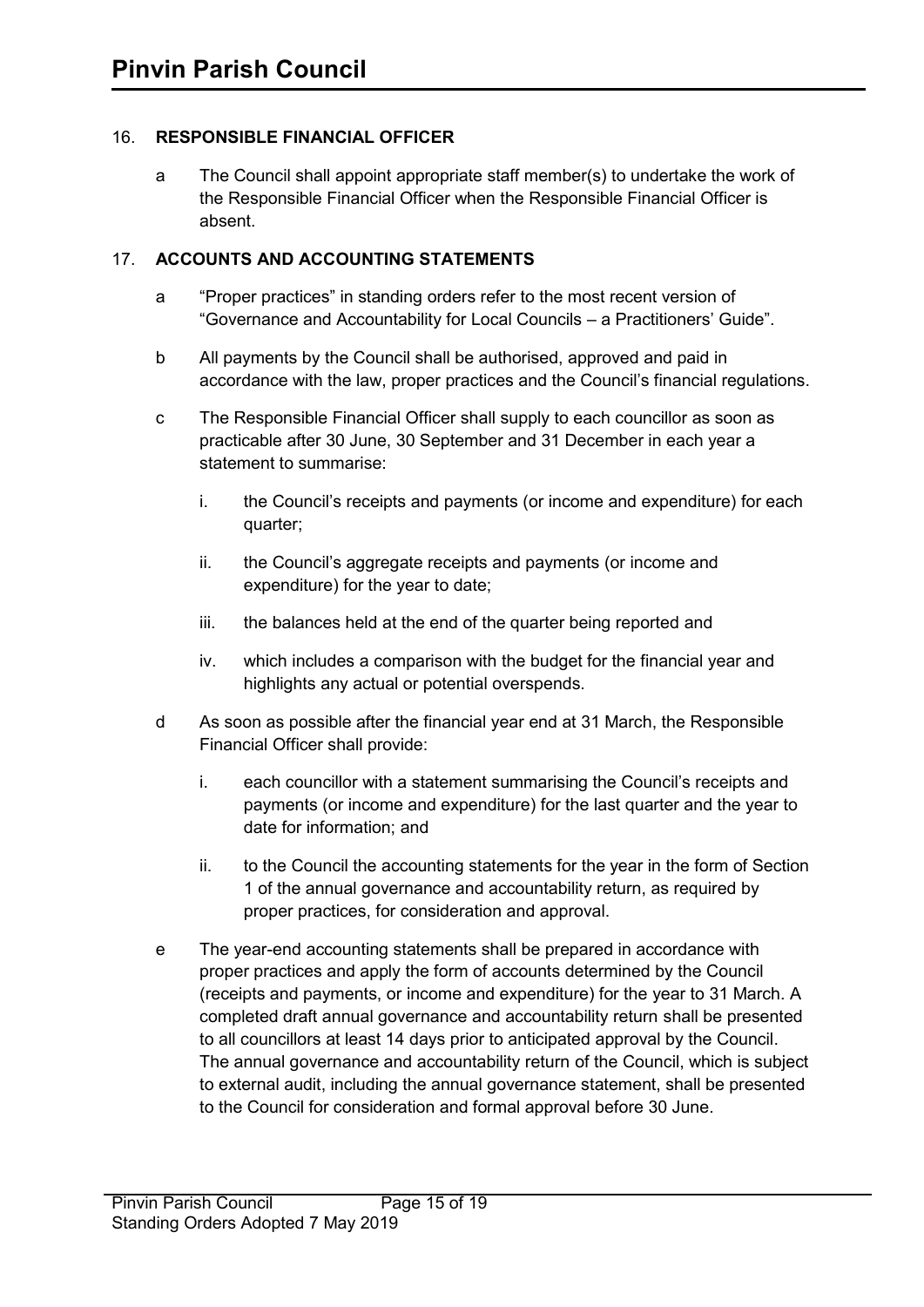## 16. RESPONSIBLE FINANCIAL OFFICER

a The Council shall appoint appropriate staff member(s) to undertake the work of the Responsible Financial Officer when the Responsible Financial Officer is absent.

## 17. ACCOUNTS AND ACCOUNTING STATEMENTS

a "Proper practices" in standing orders refer to the most recent version of "Governance and Accountability for Local Councils – a Practitioners' Guide".

b All payments by the Council shall be authorised, approved and paid in accordance with the law, proper practices and the Council's financial regulations.

c The Responsible Financial Officer shall supply to each councillor as soon as practicable after 30 June, 30 September and 31 December in each year a statement to summarise:

  i. the Council's receipts and payments (or income and expenditure) for each quarter;

  ii. the Council's aggregate receipts and payments (or income and expenditure) for the year to date;

  iii. the balances held at the end of the quarter being reported and

  iv. which includes a comparison with the budget for the financial year and highlights any actual or potential overspends.

d As soon as possible after the financial year end at 31 March, the Responsible Financial Officer shall provide:

  i. each councillor with a statement summarising the Council's receipts and payments (or income and expenditure) for the last quarter and the year to date for information; and

  ii. to the Council the accounting statements for the year in the form of Section 1 of the annual governance and accountability return, as required by proper practices, for consideration and approval.

e The year-end accounting statements shall be prepared in accordance with proper practices and apply the form of accounts determined by the Council (receipts and payments, or income and expenditure) for the year to 31 March. A completed draft annual governance and accountability return shall be presented to all councillors at least 14 days prior to anticipated approval by the Council. The annual governance and accountability return of the Council, which is subject to external audit, including the annual governance statement, shall be presented to the Council for consideration and formal approval before 30 June.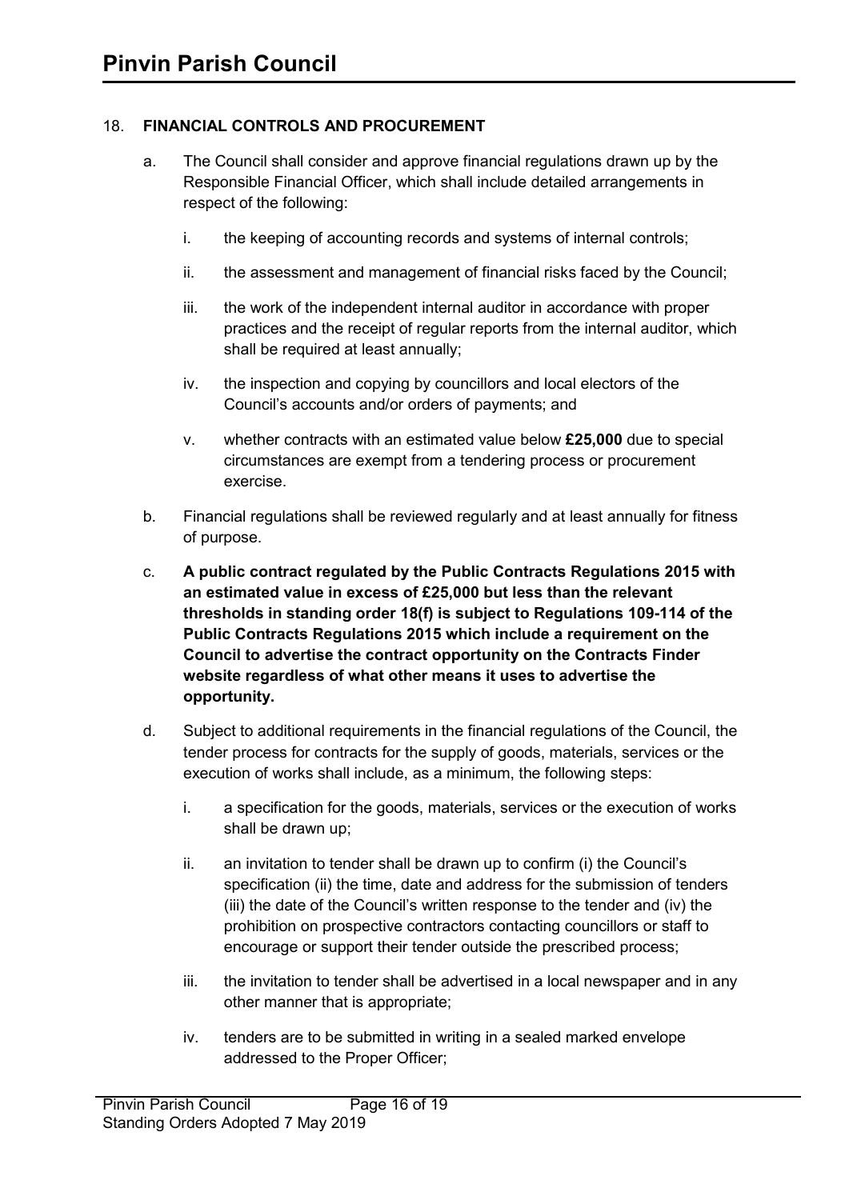## 18. FINANCIAL CONTROLS AND PROCUREMENT

a. The Council shall consider and approve financial regulations drawn up by the Responsible Financial Officer, which shall include detailed arrangements in respect of the following:

   i. the keeping of accounting records and systems of internal controls;

   ii. the assessment and management of financial risks faced by the Council;

   iii. the work of the independent internal auditor in accordance with proper practices and the receipt of regular reports from the internal auditor, which shall be required at least annually;

   iv. the inspection and copying by councillors and local electors of the Council's accounts and/or orders of payments; and

   v. whether contracts with an estimated value below **£25,000** due to special circumstances are exempt from a tendering process or procurement exercise.

b. Financial regulations shall be reviewed regularly and at least annually for fitness of purpose.

c. **A public contract regulated by the Public Contracts Regulations 2015 with an estimated value in excess of £25,000 but less than the relevant thresholds in standing order 18(f) is subject to Regulations 109-114 of the Public Contracts Regulations 2015 which include a requirement on the Council to advertise the contract opportunity on the Contracts Finder website regardless of what other means it uses to advertise the opportunity.**

d. Subject to additional requirements in the financial regulations of the Council, the tender process for contracts for the supply of goods, materials, services or the execution of works shall include, as a minimum, the following steps:

   i. a specification for the goods, materials, services or the execution of works shall be drawn up;

   ii. an invitation to tender shall be drawn up to confirm (i) the Council's specification (ii) the time, date and address for the submission of tenders (iii) the date of the Council's written response to the tender and (iv) the prohibition on prospective contractors contacting councillors or staff to encourage or support their tender outside the prescribed process;

   iii. the invitation to tender shall be advertised in a local newspaper and in any other manner that is appropriate;

   iv. tenders are to be submitted in writing in a sealed marked envelope addressed to the Proper Officer;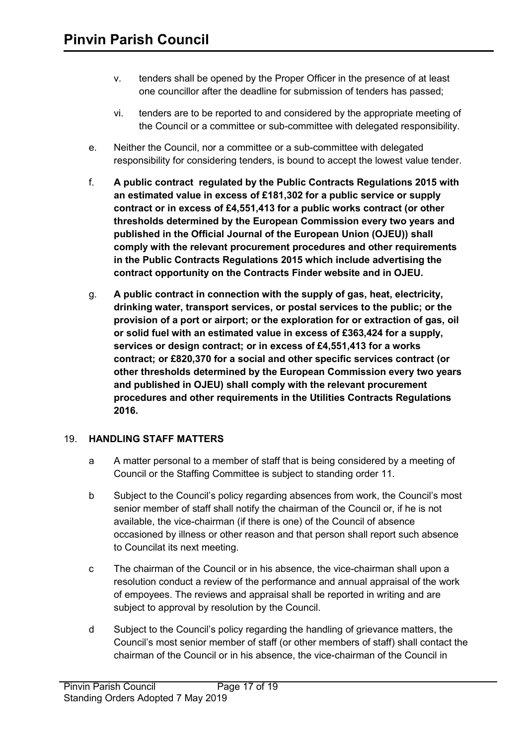v. tenders shall be opened by the Proper Officer in the presence of at least one councillor after the deadline for submission of tenders has passed;

vi. tenders are to be reported to and considered by the appropriate meeting of the Council or a committee or sub-committee with delegated responsibility.

e. Neither the Council, nor a committee or a sub-committee with delegated responsibility for considering tenders, is bound to accept the lowest value tender.

f. **A public contract regulated by the Public Contracts Regulations 2015 with an estimated value in excess of £181,302 for a public service or supply contract or in excess of £4,551,413 for a public works contract (or other thresholds determined by the European Commission every two years and published in the Official Journal of the European Union (OJEU)) shall comply with the relevant procurement procedures and other requirements in the Public Contracts Regulations 2015 which include advertising the contract opportunity on the Contracts Finder website and in OJEU.**

g. **A public contract in connection with the supply of gas, heat, electricity, drinking water, transport services, or postal services to the public; or the provision of a port or airport; or the exploration for or extraction of gas, oil or solid fuel with an estimated value in excess of £363,424 for a supply, services or design contract; or in excess of £4,551,413 for a works contract; or £820,370 for a social and other specific services contract (or other thresholds determined by the European Commission every two years and published in OJEU) shall comply with the relevant procurement procedures and other requirements in the Utilities Contracts Regulations 2016.**

19. **HANDLING STAFF MATTERS**

a A matter personal to a member of staff that is being considered by a meeting of Council or the Staffing Committee is subject to standing order 11.

b Subject to the Council's policy regarding absences from work, the Council's most senior member of staff shall notify the chairman of the Council or, if he is not available, the vice-chairman (if there is one) of the Council of absence occasioned by illness or other reason and that person shall report such absence to Councilat its next meeting.

c The chairman of the Council or in his absence, the vice-chairman shall upon a resolution conduct a review of the performance and annual appraisal of the work of empoyees. The reviews and appraisal shall be reported in writing and are subject to approval by resolution by the Council.

d Subject to the Council's policy regarding the handling of grievance matters, the Council's most senior member of staff (or other members of staff) shall contact the chairman of the Council or in his absence, the vice-chairman of the Council in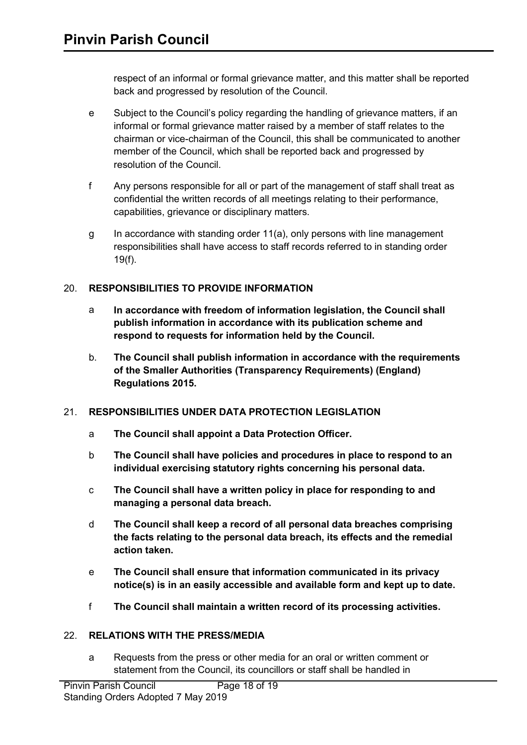respect of an informal or formal grievance matter, and this matter shall be reported back and progressed by resolution of the Council.

e Subject to the Council's policy regarding the handling of grievance matters, if an informal or formal grievance matter raised by a member of staff relates to the chairman or vice-chairman of the Council, this shall be communicated to another member of the Council, which shall be reported back and progressed by resolution of the Council.

f Any persons responsible for all or part of the management of staff shall treat as confidential the written records of all meetings relating to their performance, capabilities, grievance or disciplinary matters.

g In accordance with standing order 11(a), only persons with line management responsibilities shall have access to staff records referred to in standing order 19(f).

## 20. RESPONSIBILITIES TO PROVIDE INFORMATION

a **In accordance with freedom of information legislation, the Council shall publish information in accordance with its publication scheme and respond to requests for information held by the Council.**

b. **The Council shall publish information in accordance with the requirements of the Smaller Authorities (Transparency Requirements) (England) Regulations 2015.**

## 21. RESPONSIBILITIES UNDER DATA PROTECTION LEGISLATION

a **The Council shall appoint a Data Protection Officer.**

b **The Council shall have policies and procedures in place to respond to an individual exercising statutory rights concerning his personal data.**

c **The Council shall have a written policy in place for responding to and managing a personal data breach.**

d **The Council shall keep a record of all personal data breaches comprising the facts relating to the personal data breach, its effects and the remedial action taken.**

e **The Council shall ensure that information communicated in its privacy notice(s) is in an easily accessible and available form and kept up to date.**

f **The Council shall maintain a written record of its processing activities.**

## 22. RELATIONS WITH THE PRESS/MEDIA

a Requests from the press or other media for an oral or written comment or statement from the Council, its councillors or staff shall be handled in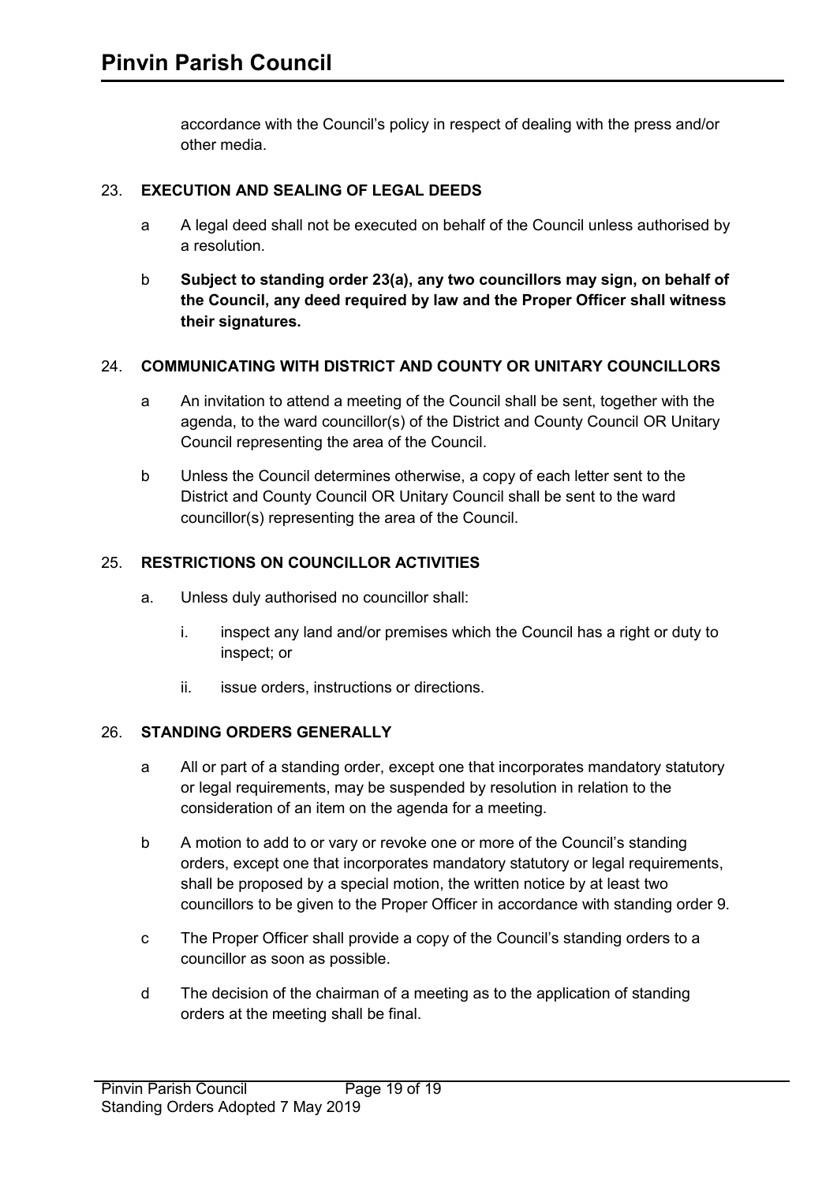accordance with the Council's policy in respect of dealing with the press and/or other media.

## 23. EXECUTION AND SEALING OF LEGAL DEEDS

a A legal deed shall not be executed on behalf of the Council unless authorised by a resolution.

b **Subject to standing order 23(a), any two councillors may sign, on behalf of the Council, any deed required by law and the Proper Officer shall witness their signatures.**

## 24. COMMUNICATING WITH DISTRICT AND COUNTY OR UNITARY COUNCILLORS

a An invitation to attend a meeting of the Council shall be sent, together with the agenda, to the ward councillor(s) of the District and County Council OR Unitary Council representing the area of the Council.

b Unless the Council determines otherwise, a copy of each letter sent to the District and County Council OR Unitary Council shall be sent to the ward councillor(s) representing the area of the Council.

## 25. RESTRICTIONS ON COUNCILLOR ACTIVITIES

a. Unless duly authorised no councillor shall:

   i. inspect any land and/or premises which the Council has a right or duty to inspect; or

   ii. issue orders, instructions or directions.

## 26. STANDING ORDERS GENERALLY

a All or part of a standing order, except one that incorporates mandatory statutory or legal requirements, may be suspended by resolution in relation to the consideration of an item on the agenda for a meeting.

b A motion to add to or vary or revoke one or more of the Council's standing orders, except one that incorporates mandatory statutory or legal requirements, shall be proposed by a special motion, the written notice by at least two councillors to be given to the Proper Officer in accordance with standing order 9.

c The Proper Officer shall provide a copy of the Council's standing orders to a councillor as soon as possible.

d The decision of the chairman of a meeting as to the application of standing orders at the meeting shall be final.